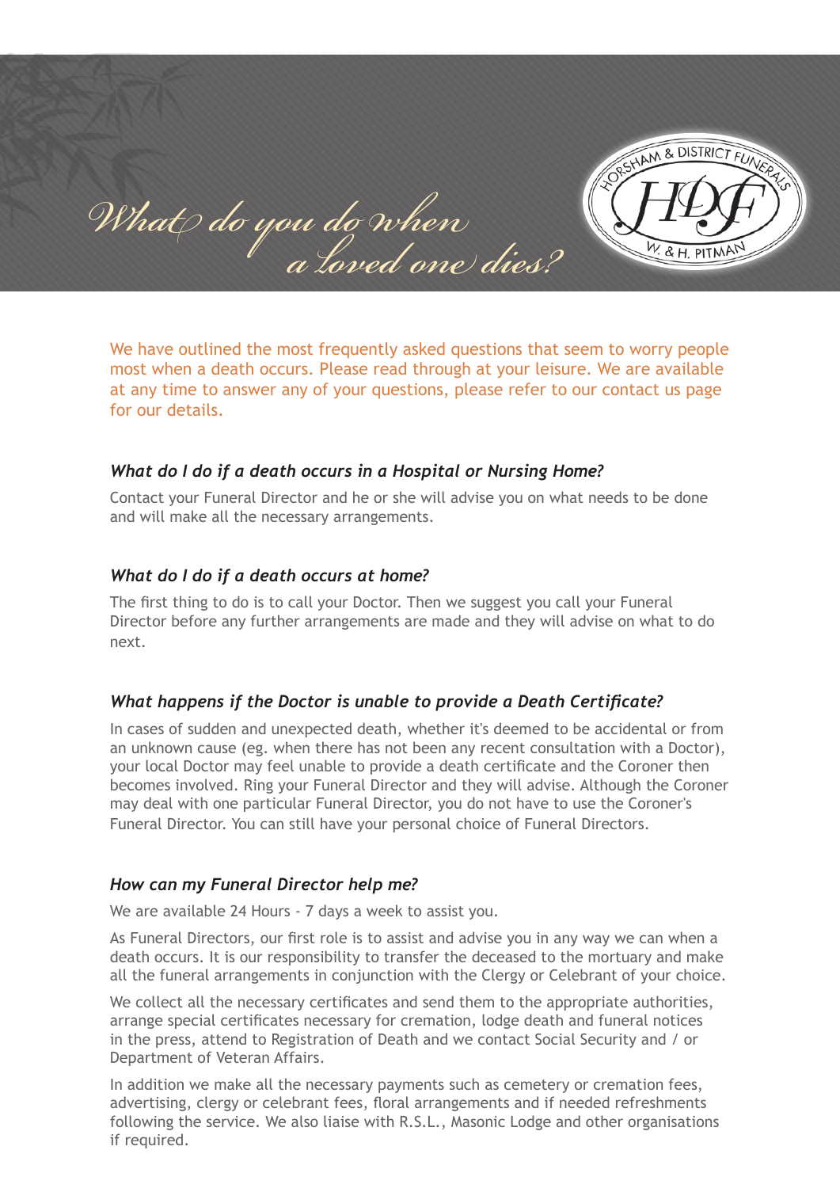# What do you do when a loved one dies?

HORSHAM & DISTRICT FUNERALS
HDF
W. & H. PITMAN

We have outlined the most frequently asked questions that seem to worry people most when a death occurs. Please read through at your leisure. We are available at any time to answer any of your questions, please refer to our contact us page for our details.

### *What do I do if a death occurs in a Hospital or Nursing Home?*

Contact your Funeral Director and he or she will advise you on what needs to be done and will make all the necessary arrangements.

### *What do I do if a death occurs at home?*

The first thing to do is to call your Doctor. Then we suggest you call your Funeral Director before any further arrangements are made and they will advise on what to do next.

### *What happens if the Doctor is unable to provide a Death Certificate?*

In cases of sudden and unexpected death, whether it's deemed to be accidental or from an unknown cause (eg. when there has not been any recent consultation with a Doctor), your local Doctor may feel unable to provide a death certificate and the Coroner then becomes involved. Ring your Funeral Director and they will advise. Although the Coroner may deal with one particular Funeral Director, you do not have to use the Coroner's Funeral Director. You can still have your personal choice of Funeral Directors.

### *How can my Funeral Director help me?*

We are available 24 Hours - 7 days a week to assist you.

As Funeral Directors, our first role is to assist and advise you in any way we can when a death occurs. It is our responsibility to transfer the deceased to the mortuary and make all the funeral arrangements in conjunction with the Clergy or Celebrant of your choice.

We collect all the necessary certificates and send them to the appropriate authorities, arrange special certificates necessary for cremation, lodge death and funeral notices in the press, attend to Registration of Death and we contact Social Security and / or Department of Veteran Affairs.

In addition we make all the necessary payments such as cemetery or cremation fees, advertising, clergy or celebrant fees, floral arrangements and if needed refreshments following the service. We also liaise with R.S.L., Masonic Lodge and other organisations if required.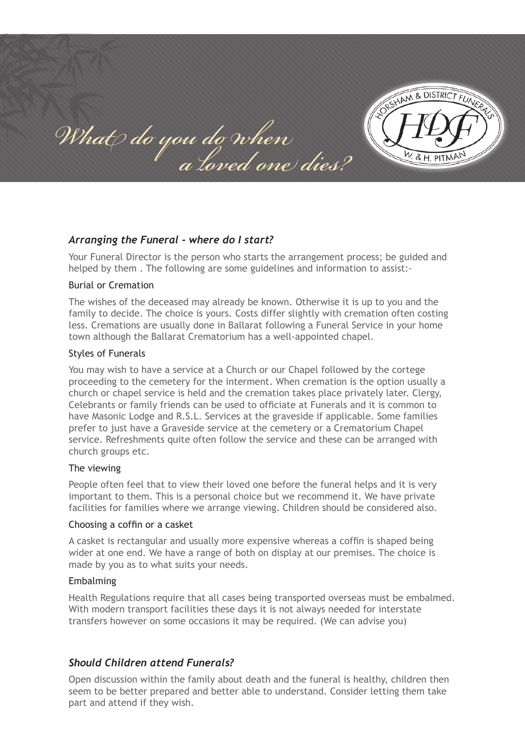# *What do you do when a loved one dies?*

HORSHAM & DISTRICT FUNERALS
HDF
W. & H. PITMAN

### *Arranging the Funeral - where do I start?*

Your Funeral Director is the person who starts the arrangement process; be guided and helped by them . The following are some guidelines and information to assist:-

#### Burial or Cremation

The wishes of the deceased may already be known. Otherwise it is up to you and the family to decide. The choice is yours. Costs differ slightly with cremation often costing less. Cremations are usually done in Ballarat following a Funeral Service in your home town although the Ballarat Crematorium has a well-appointed chapel.

#### Styles of Funerals

You may wish to have a service at a Church or our Chapel followed by the cortege proceeding to the cemetery for the interment. When cremation is the option usually a church or chapel service is held and the cremation takes place privately later. Clergy, Celebrants or family friends can be used to officiate at Funerals and it is common to have Masonic Lodge and R.S.L. Services at the graveside if applicable. Some families prefer to just have a Graveside service at the cemetery or a Crematorium Chapel service. Refreshments quite often follow the service and these can be arranged with church groups etc.

#### The viewing

People often feel that to view their loved one before the funeral helps and it is very important to them. This is a personal choice but we recommend it. We have private facilities for families where we arrange viewing. Children should be considered also.

#### Choosing a coffin or a casket

A casket is rectangular and usually more expensive whereas a coffin is shaped being wider at one end. We have a range of both on display at our premises. The choice is made by you as to what suits your needs.

#### Embalming

Health Regulations require that all cases being transported overseas must be embalmed. With modern transport facilities these days it is not always needed for interstate transfers however on some occasions it may be required. (We can advise you)

### *Should Children attend Funerals?*

Open discussion within the family about death and the funeral is healthy, children then seem to be better prepared and better able to understand. Consider letting them take part and attend if they wish.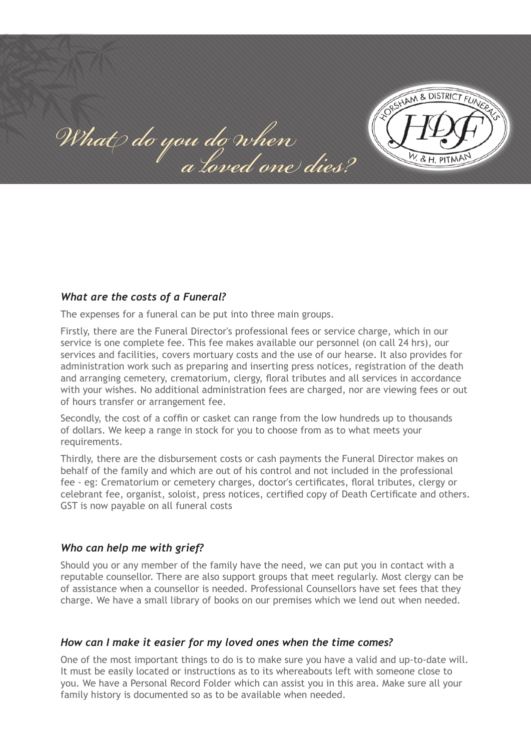# *What do you do when a loved one dies?*

HORSHAM & DISTRICT FUNERALS

HDF

W. & H. PITMAN

### *What are the costs of a Funeral?*

The expenses for a funeral can be put into three main groups.

Firstly, there are the Funeral Director's professional fees or service charge, which in our service is one complete fee. This fee makes available our personnel (on call 24 hrs), our services and facilities, covers mortuary costs and the use of our hearse. It also provides for administration work such as preparing and inserting press notices, registration of the death and arranging cemetery, crematorium, clergy, floral tributes and all services in accordance with your wishes. No additional administration fees are charged, nor are viewing fees or out of hours transfer or arrangement fee.

Secondly, the cost of a coffin or casket can range from the low hundreds up to thousands of dollars. We keep a range in stock for you to choose from as to what meets your requirements.

Thirdly, there are the disbursement costs or cash payments the Funeral Director makes on behalf of the family and which are out of his control and not included in the professional fee - eg: Crematorium or cemetery charges, doctor's certificates, floral tributes, clergy or celebrant fee, organist, soloist, press notices, certified copy of Death Certificate and others. GST is now payable on all funeral costs

### *Who can help me with grief?*

Should you or any member of the family have the need, we can put you in contact with a reputable counsellor. There are also support groups that meet regularly. Most clergy can be of assistance when a counsellor is needed. Professional Counsellors have set fees that they charge. We have a small library of books on our premises which we lend out when needed.

### *How can I make it easier for my loved ones when the time comes?*

One of the most important things to do is to make sure you have a valid and up-to-date will. It must be easily located or instructions as to its whereabouts left with someone close to you. We have a Personal Record Folder which can assist you in this area. Make sure all your family history is documented so as to be available when needed.